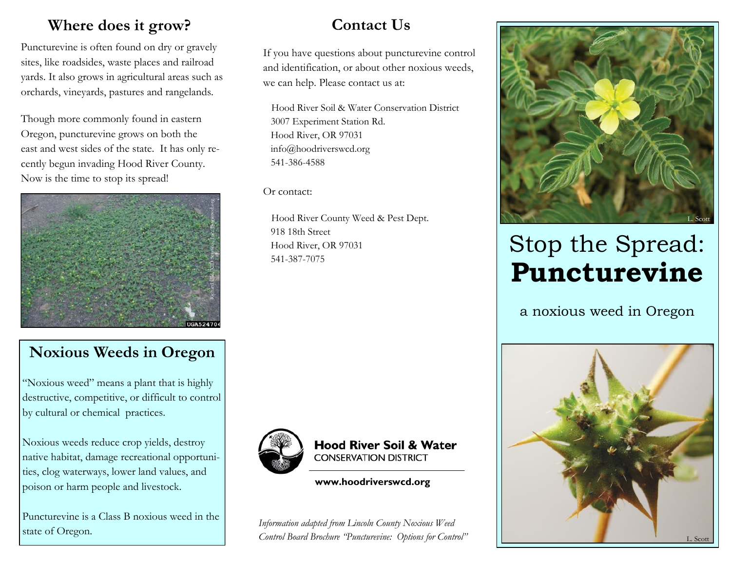## Where does it grow?

Puncturevine is often found on dry or gravely sites, like roadsides, waste places and railroad yards. It also grows in agricultural areas such as orchards, vineyards, pastures and rangelands.

Though more commonly found in eastern Oregon, puncturevine grows on both the east and west sides of the state. It has only recently begun invading Hood River County. Now is the time to stop its spread!

## Noxious Weeds in Oregon

"Noxious weed" means a plant that is highly destructive, competitive, or difficult to control by cultural or chemical practices.

Noxious weeds reduce crop yields, destroy native habitat, damage recreational opportunities, clog waterways, lower land values, and poison or harm people and livestock.

Puncturevine is a Class B noxious weed in the state of Oregon.

## Contact Us

If you have questions about puncturevine control and identification, or about other noxious weeds, we can help. Please contact us at:

Hood River Soil & Water Conservation District
3007 Experiment Station Rd.
Hood River, OR 97031
info@hoodriverswcd.org
541-386-4588

Or contact:

Hood River County Weed & Pest Dept.
918 18th Street
Hood River, OR 97031
541-387-7075

**Hood River Soil & Water**
CONSERVATION DISTRICT

**www.hoodriverswcd.org**

*Information adapted from Lincoln County Noxious Weed Control Board Brochure "Puncturevine: Options for Control"*

# Stop the Spread: **Puncturevine**

a noxious weed in Oregon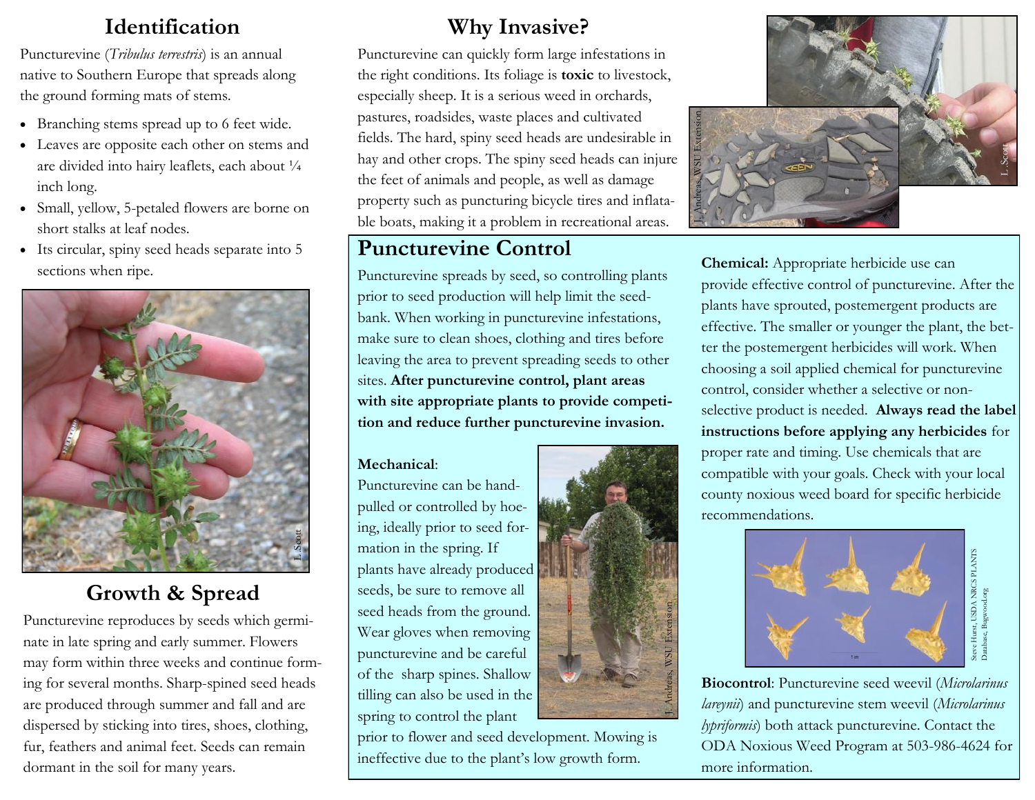## Identification

Puncturevine (*Tribulus terrestris*) is an annual native to Southern Europe that spreads along the ground forming mats of stems.

- Branching stems spread up to 6 feet wide.
- Leaves are opposite each other on stems and are divided into hairy leaflets, each about ¼ inch long.
- Small, yellow, 5-petaled flowers are borne on short stalks at leaf nodes.
- Its circular, spiny seed heads separate into 5 sections when ripe.

L. Scott

## Growth & Spread

Puncturevine reproduces by seeds which germinate in late spring and early summer. Flowers may form within three weeks and continue forming for several months. Sharp-spined seed heads are produced through summer and fall and are dispersed by sticking into tires, shoes, clothing, fur, feathers and animal feet. Seeds can remain dormant in the soil for many years.

## Why Invasive?

Puncturevine can quickly form large infestations in the right conditions. Its foliage is **toxic** to livestock, especially sheep. It is a serious weed in orchards, pastures, roadsides, waste places and cultivated fields. The hard, spiny seed heads are undesirable in hay and other crops. The spiny seed heads can injure the feet of animals and people, as well as damage property such as puncturing bicycle tires and inflatable boats, making it a problem in recreational areas.

J. Andreas, WSU Extension

L. Scott

## Puncturevine Control

Puncturevine spreads by seed, so controlling plants prior to seed production will help limit the seedbank. When working in puncturevine infestations, make sure to clean shoes, clothing and tires before leaving the area to prevent spreading seeds to other sites. **After puncturevine control, plant areas with site appropriate plants to provide competition and reduce further puncturevine invasion.**

**Mechanical**:
Puncturevine can be hand-pulled or controlled by hoeing, ideally prior to seed formation in the spring. If plants have already produced seeds, be sure to remove all seed heads from the ground. Wear gloves when removing puncturevine and be careful of the sharp spines. Shallow tilling can also be used in the spring to control the plant prior to flower and seed development. Mowing is ineffective due to the plant's low growth form.

J. Andreas, WSU Extension

**Chemical:** Appropriate herbicide use can provide effective control of puncturevine. After the plants have sprouted, postemergent products are effective. The smaller or younger the plant, the better the postemergent herbicides will work. When choosing a soil applied chemical for puncturevine control, consider whether a selective or non-selective product is needed. **Always read the label instructions before applying any herbicides** for proper rate and timing. Use chemicals that are compatible with your goals. Check with your local county noxious weed board for specific herbicide recommendations.

Steve Hurst, USDA NRCS PLANTS Database, Bugwood.org

**Biocontrol**: Puncturevine seed weevil (*Microlarinus lareynii*) and puncturevine stem weevil (*Microlarinus lypriformis*) both attack puncturevine. Contact the ODA Noxious Weed Program at 503-986-4624 for more information.